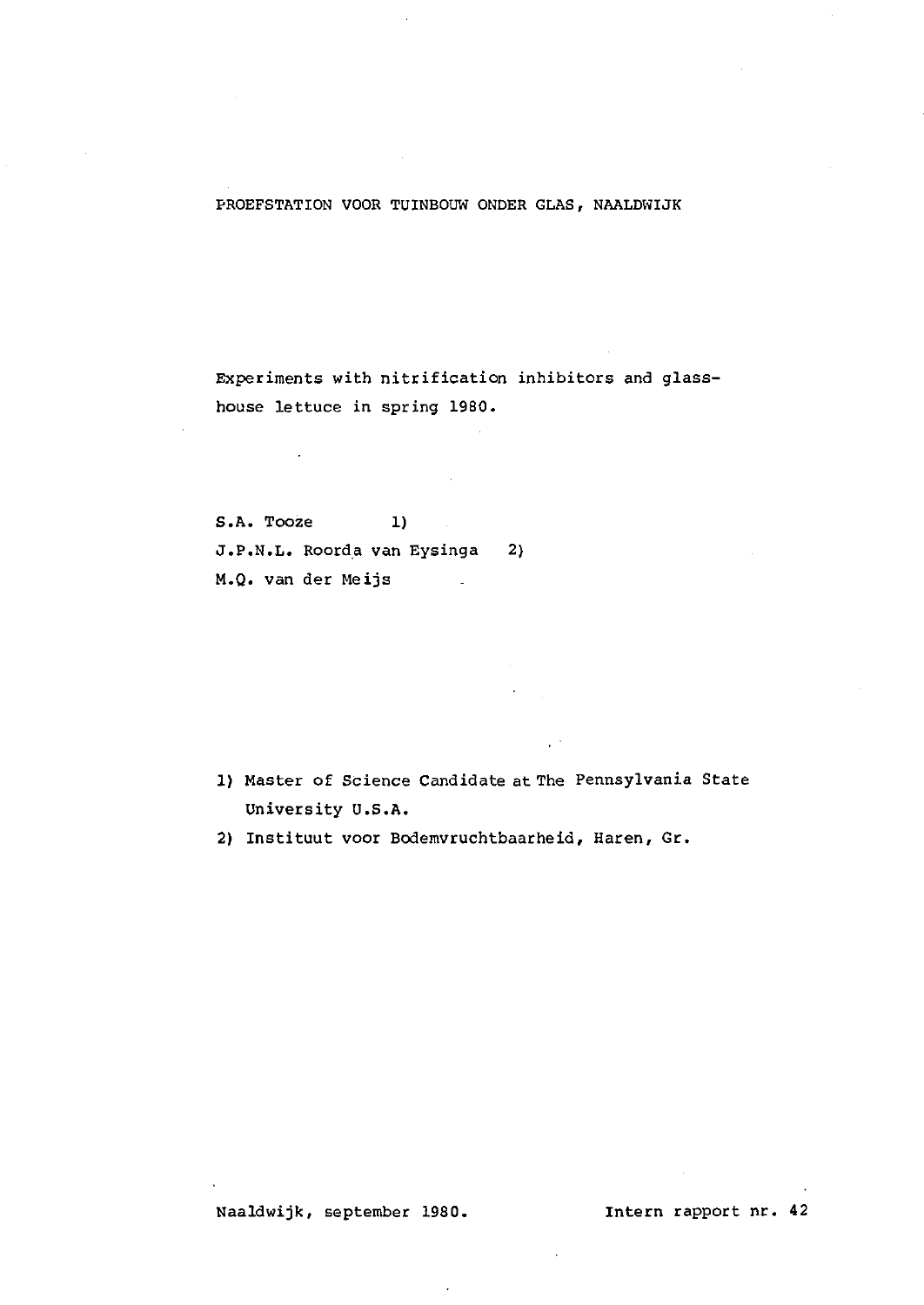PROEFSTATION VOOR TUINBOUW ONDER GLAS, NAALDWIJK

# Experiments with nitrification inhibitors and glasshouse lettuce in spring 1980.

S.A. Tooze [1]
J.P.N.L. Roorda van Eysinga [2]
M.Q. van der Meijs

1) Master of Science Candidate at The Pennsylvania State University U.S.A.
2) Instituut voor Bodemvruchtbaarheid, Haren, Gr.

Naaldwijk, september 1980. Intern rapport nr. 42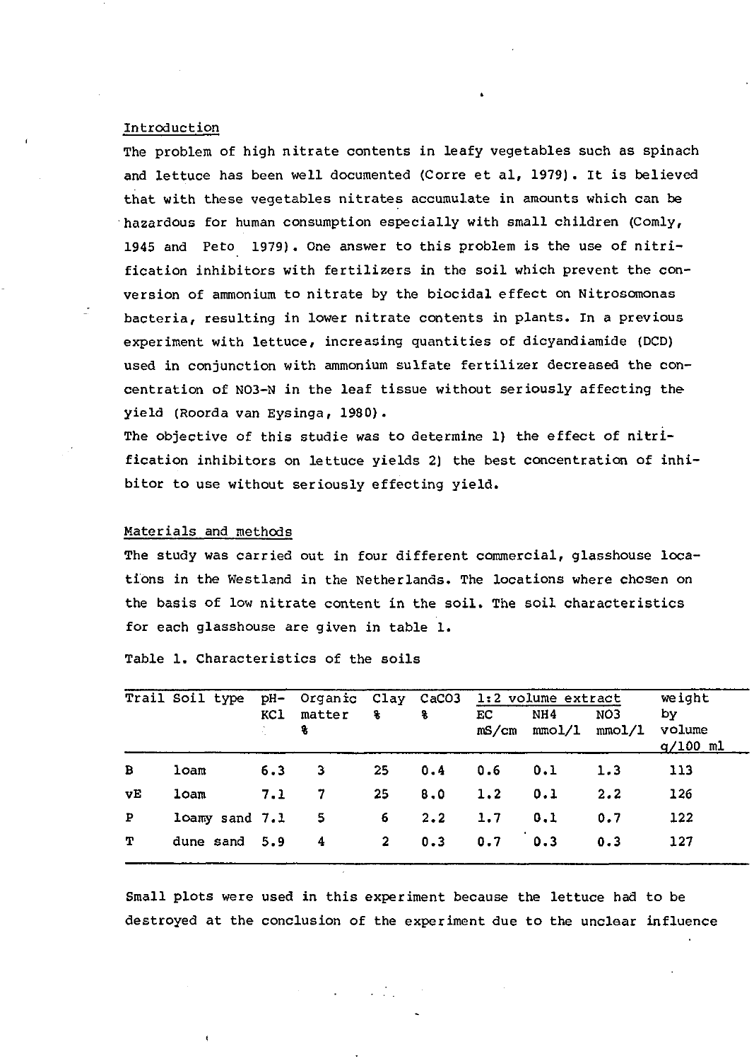## Introduction

The problem of high nitrate contents in leafy vegetables such as spinach and lettuce has been well documented (Corre et al, 1979). It is believed that with these vegetables nitrates accumulate in amounts which can be hazardous for human consumption especially with small children (Comly, 1945 and Peto 1979). One answer to this problem is the use of nitrification inhibitors with fertilizers in the soil which prevent the conversion of ammonium to nitrate by the biocidal effect on Nitrosomonas bacteria, resulting in lower nitrate contents in plants. In a previous experiment with lettuce, increasing quantities of dicyandiamide (DCD) used in conjunction with ammonium sulfate fertilizer decreased the concentration of NO3-N in the leaf tissue without seriously affecting the yield (Roorda van Eysinga, 1980).

The objective of this studie was to determine 1) the effect of nitrification inhibitors on lettuce yields 2) the best concentration of inhibitor to use without seriously effecting yield.

## Materials and methods

The study was carried out in four different commercial, glasshouse locations in the Westland in the Netherlands. The locations where chosen on the basis of low nitrate content in the soil. The soil characteristics for each glasshouse are given in table 1.

Table 1. Characteristics of the soils

| Trail | Soil type | pH-KCl | Organic matter % | Clay % | CaCO3 % | 1:2 volume extract | | | weight by volume g/100 ml |
|---|---|---|---|---|---|---|---|---|---|
| | | | | | | EC mS/cm | NH4 mmol/l | NO3 mmol/l | |
| B | loam | 6.3 | 3 | 25 | 0.4 | 0.6 | 0.1 | 1.3 | 113 |
| vE | loam | 7.1 | 7 | 25 | 8.0 | 1.2 | 0.1 | 2.2 | 126 |
| P | loamy sand | 7.1 | 5 | 6 | 2.2 | 1.7 | 0.1 | 0.7 | 122 |
| T | dune sand | 5.9 | 4 | 2 | 0.3 | 0.7 | 0.3 | 0.3 | 127 |

Small plots were used in this experiment because the lettuce had to be destroyed at the conclusion of the experiment due to the unclear influence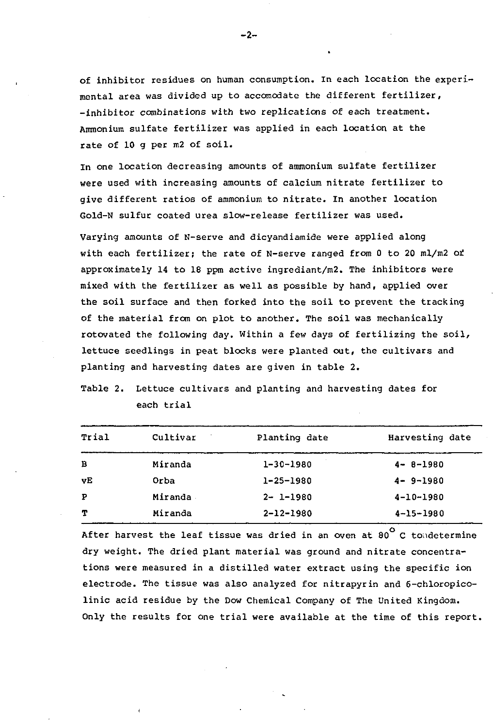of inhibitor residues on human consumption. In each location the experimental area was divided up to accomodate the different fertilizer, -inhibitor combinations with two replications of each treatment. Ammonium sulfate fertilizer was applied in each location at the rate of 10 g per m2 of soil.

In one location decreasing amounts of ammonium sulfate fertilizer were used with increasing amounts of calcium nitrate fertilizer to give different ratios of ammonium to nitrate. In another location Gold-N sulfur coated urea slow-release fertilizer was used.

Varying amounts of N-serve and dicyandiamide were applied along with each fertilizer; the rate of N-serve ranged from 0 to 20 ml/m2 or approximately 14 to 18 ppm active ingrediant/m2. The inhibitors were mixed with the fertilizer as well as possible by hand, applied over the soil surface and then forked into the soil to prevent the tracking of the material from on plot to another. The soil was mechanically rotovated the following day. Within a few days of fertilizing the soil, lettuce seedlings in peat blocks were planted out, the cultivars and planting and harvesting dates are given in table 2.

Table 2. Lettuce cultivars and planting and harvesting dates for each trial

| Trial | Cultivar | Planting date | Harvesting date |
|---|---|---|---|
| B | Miranda | 1-30-1980 | 4- 8-1980 |
| vE | Orba | 1-25-1980 | 4- 9-1980 |
| P | Miranda | 2- 1-1980 | 4-10-1980 |
| T | Miranda | 2-12-1980 | 4-15-1980 |

After harvest the leaf tissue was dried in an oven at 80° C to determine dry weight. The dried plant material was ground and nitrate concentrations were measured in a distilled water extract using the specific ion electrode. The tissue was also analyzed for nitrapyrin and 6-chloropicolinic acid residue by the Dow Chemical Company of The United Kingdom. Only the results for one trial were available at the time of this report.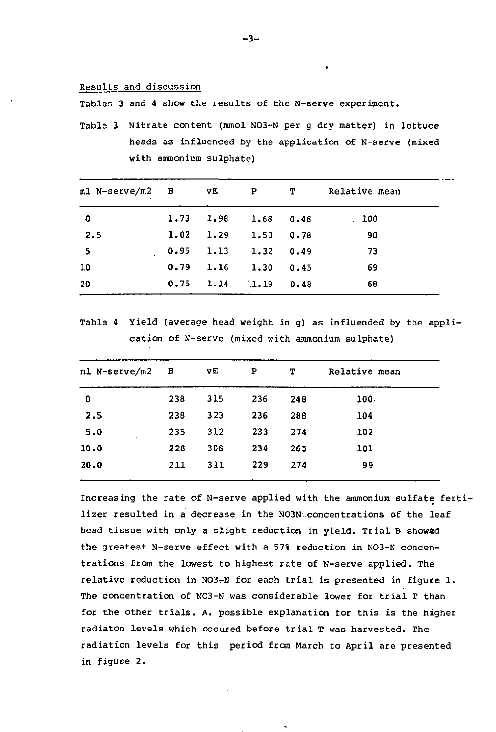## Results and discussion

Tables 3 and 4 show the results of the N-serve experiment.

Table 3 Nitrate content (mmol NO3-N per g dry matter) in lettuce heads as influenced by the application of N-serve (mixed with ammonium sulphate)

| ml N-serve/m2 | B | vE | P | T | Relative mean |
|---|---|---|---|---|---|
| 0 | 1.73 | 1.98 | 1.68 | 0.48 | 100 |
| 2.5 | 1.02 | 1.29 | 1.50 | 0.78 | 90 |
| 5 | 0.95 | 1.13 | 1.32 | 0.49 | 73 |
| 10 | 0.79 | 1.16 | 1.30 | 0.45 | 69 |
| 20 | 0.75 | 1.14 | 1.19 | 0.48 | 68 |

Table 4 Yield (average head weight in g) as influended by the application of N-serve (mixed with ammonium sulphate)

| ml N-serve/m2 | B | vE | P | T | Relative mean |
|---|---|---|---|---|---|
| 0 | 238 | 315 | 236 | 248 | 100 |
| 2.5 | 238 | 323 | 236 | 288 | 104 |
| 5.0 | 235 | 312 | 233 | 274 | 102 |
| 10.0 | 228 | 308 | 234 | 265 | 101 |
| 20.0 | 211 | 311 | 229 | 274 | 99 |

Increasing the rate of N-serve applied with the ammonium sulfate fertilizer resulted in a decrease in the NO3N concentrations of the leaf head tissue with only a slight reduction in yield. Trial B showed the greatest N-serve effect with a 57% reduction in NO3-N concentrations from the lowest to highest rate of N-serve applied. The relative reduction in NO3-N for each trial is presented in figure 1. The concentration of NO3-N was considerable lower for trial T than for the other trials. A. possible explanation for this is the higher radiaton levels which occured before trial T was harvested. The radiation levels for this period from March to April are presented in figure 2.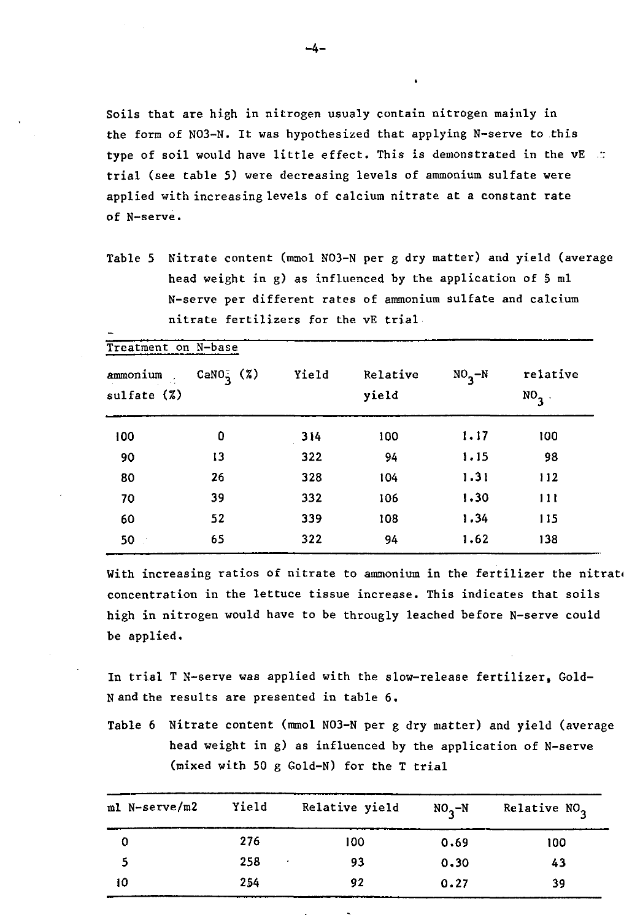Soils that are high in nitrogen usualy contain nitrogen mainly in the form of NO3-N. It was hypothesized that applying N-serve to this type of soil would have little effect. This is demonstrated in the vE trial (see table 5) were decreasing levels of ammonium sulfate were applied with increasing levels of calcium nitrate at a constant rate of N-serve.

Table 5 Nitrate content (mmol NO3-N per g dry matter) and yield (average head weight in g) as influenced by the application of 5 ml N-serve per different rates of ammonium sulfate and calcium nitrate fertilizers for the vE trial

| Treatment on N-base | | | | | |
|---|---|---|---|---|---|
| ammonium sulfate (%) | $CaNO_3^-$ (%) | Yield | Relative yield | $NO_3$-N | relative $NO_3$ |
| 100 | 0 | 314 | 100 | 1.17 | 100 |
| 90 | 13 | 322 | 94 | 1.15 | 98 |
| 80 | 26 | 328 | 104 | 1.31 | 112 |
| 70 | 39 | 332 | 106 | 1.30 | 111 |
| 60 | 52 | 339 | 108 | 1.34 | 115 |
| 50 | 65 | 322 | 94 | 1.62 | 138 |

With increasing ratios of nitrate to ammonium in the fertilizer the nitrate concentration in the lettuce tissue increase. This indicates that soils high in nitrogen would have to be througly leached before N-serve could be applied.

In trial T N-serve was applied with the slow-release fertilizer, Gold-N and the results are presented in table 6.

Table 6 Nitrate content (mmol NO3-N per g dry matter) and yield (average head weight in g) as influenced by the application of N-serve (mixed with 50 g Gold-N) for the T trial

| ml N-serve/m2 | Yield | Relative yield | $NO_3$-N | Relative $NO_3$ |
|---|---|---|---|---|
| 0 | 276 | 100 | 0.69 | 100 |
| 5 | 258 | 93 | 0.30 | 43 |
| 10 | 254 | 92 | 0.27 | 39 |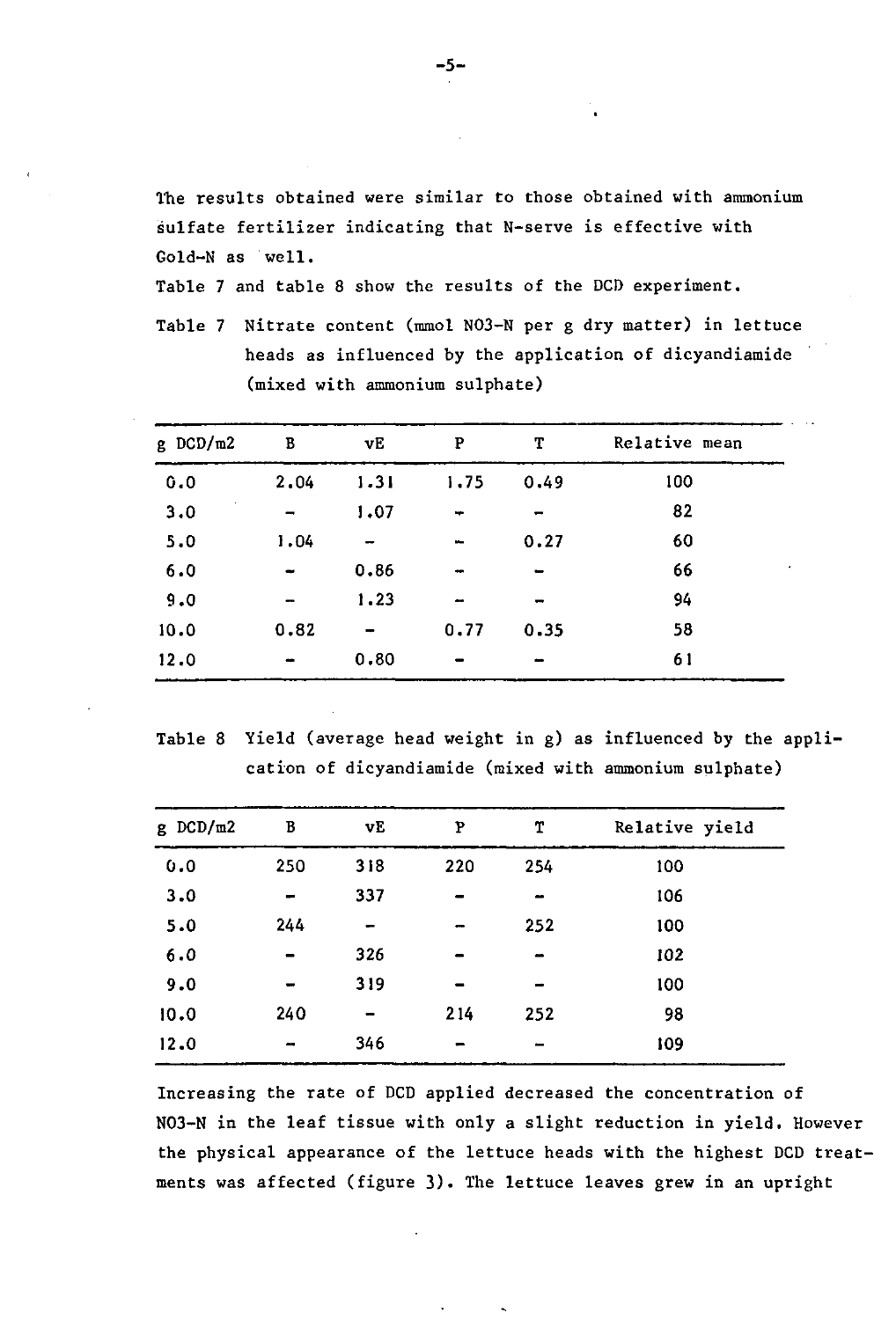The results obtained were similar to those obtained with ammonium sulfate fertilizer indicating that N-serve is effective with Gold-N as well.

Table 7 and table 8 show the results of the DCD experiment.

Table 7 Nitrate content (mmol NO3-N per g dry matter) in lettuce heads as influenced by the application of dicyandiamide (mixed with ammonium sulphate)

| g DCD/m2 | B | vE | P | T | Relative mean |
|---|---|---|---|---|---|
| 0.0 | 2.04 | 1.31 | 1.75 | 0.49 | 100 |
| 3.0 | - | 1.07 | - | - | 82 |
| 5.0 | 1.04 | - | - | 0.27 | 60 |
| 6.0 | - | 0.86 | - | - | 66 |
| 9.0 | - | 1.23 | - | - | 94 |
| 10.0 | 0.82 | - | 0.77 | 0.35 | 58 |
| 12.0 | - | 0.80 | - | - | 61 |

Table 8 Yield (average head weight in g) as influenced by the application of dicyandiamide (mixed with ammonium sulphate)

| g DCD/m2 | B | vE | P | T | Relative yield |
|---|---|---|---|---|---|
| 0.0 | 250 | 318 | 220 | 254 | 100 |
| 3.0 | - | 337 | - | - | 106 |
| 5.0 | 244 | - | - | 252 | 100 |
| 6.0 | - | 326 | - | - | 102 |
| 9.0 | - | 319 | - | - | 100 |
| 10.0 | 240 | - | 214 | 252 | 98 |
| 12.0 | - | 346 | - | - | 109 |

Increasing the rate of DCD applied decreased the concentration of NO3-N in the leaf tissue with only a slight reduction in yield. However the physical appearance of the lettuce heads with the highest DCD treatments was affected (figure 3). The lettuce leaves grew in an upright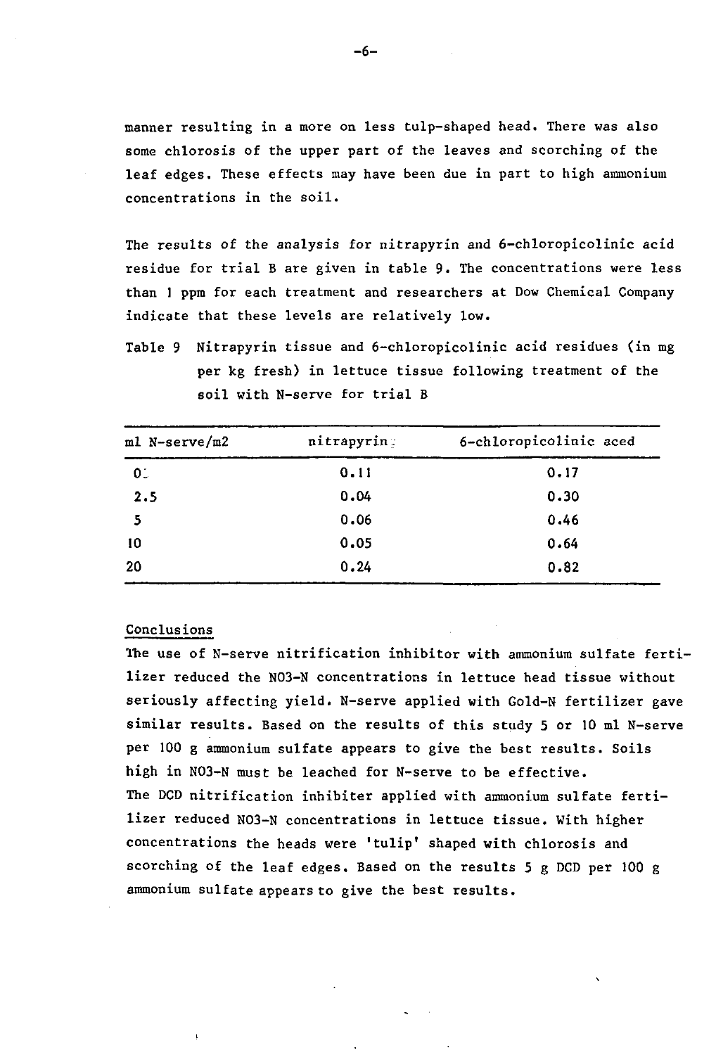manner resulting in a more on less tulp-shaped head. There was also some chlorosis of the upper part of the leaves and scorching of the leaf edges. These effects may have been due in part to high ammonium concentrations in the soil.

The results of the analysis for nitrapyrin and 6-chloropicolinic acid residue for trial B are given in table 9. The concentrations were less than 1 ppm for each treatment and researchers at Dow Chemical Company indicate that these levels are relatively low.

Table 9 Nitrapyrin tissue and 6-chloropicolinic acid residues (in mg per kg fresh) in lettuce tissue following treatment of the soil with N-serve for trial B

| ml N-serve/m2 | nitrapyrin | 6-chloropicolinic aced |
|---|---|---|
| 0 | 0.11 | 0.17 |
| 2.5 | 0.04 | 0.30 |
| 5 | 0.06 | 0.46 |
| 10 | 0.05 | 0.64 |
| 20 | 0.24 | 0.82 |

## Conclusions

The use of N-serve nitrification inhibitor with ammonium sulfate fertilizer reduced the NO3-N concentrations in lettuce head tissue without seriously affecting yield. N-serve applied with Gold-N fertilizer gave similar results. Based on the results of this study 5 or 10 ml N-serve per 100 g ammonium sulfate appears to give the best results. Soils high in NO3-N must be leached for N-serve to be effective.
The DCD nitrification inhibiter applied with ammonium sulfate fertilizer reduced NO3-N concentrations in lettuce tissue. With higher concentrations the heads were 'tulip' shaped with chlorosis and scorching of the leaf edges. Based on the results 5 g DCD per 100 g ammonium sulfate appears to give the best results.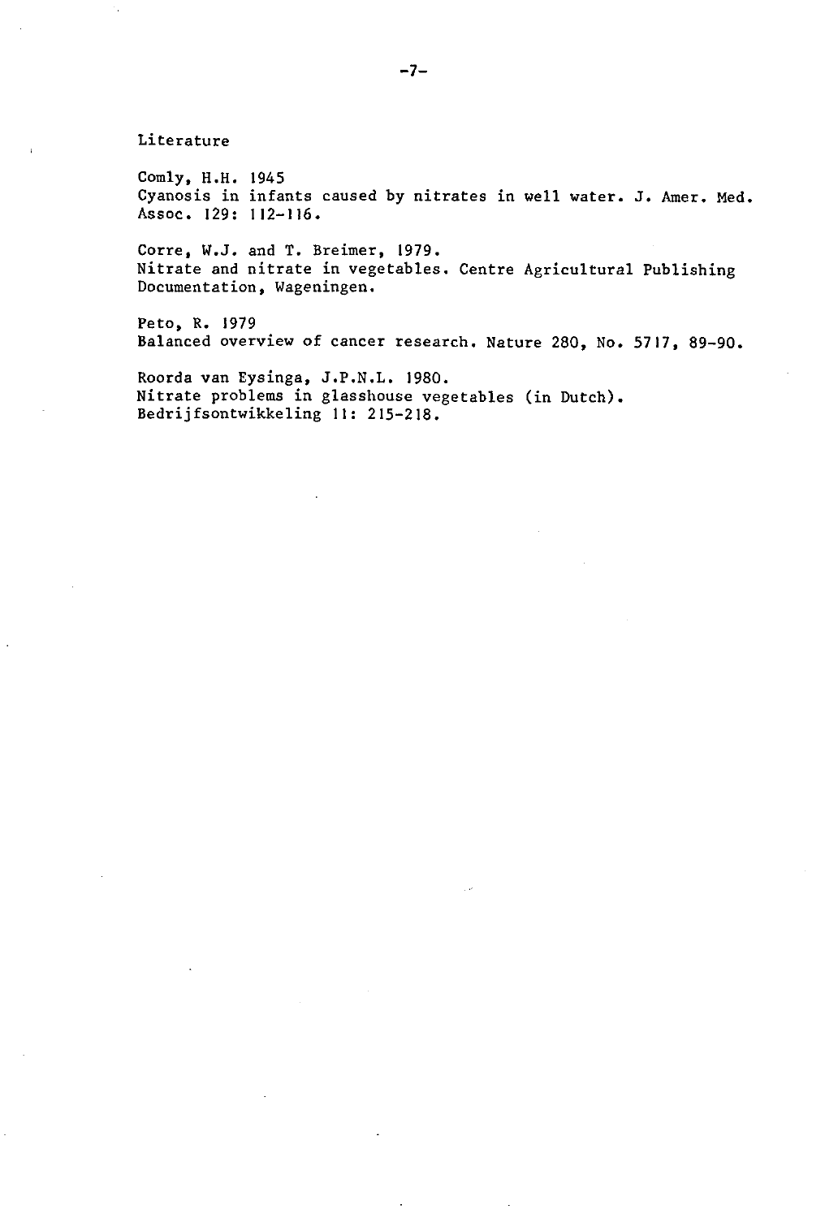## Literature

Comly, H.H. 1945
Cyanosis in infants caused by nitrates in well water. J. Amer. Med. Assoc. 129: 112-116.

Corre, W.J. and T. Breimer, 1979.
Nitrate and nitrate in vegetables. Centre Agricultural Publishing Documentation, Wageningen.

Peto, R. 1979
Balanced overview of cancer research. Nature 280, No. 5717, 89-90.

Roorda van Eysinga, J.P.N.L. 1980.
Nitrate problems in glasshouse vegetables (in Dutch).
Bedrijfsontwikkeling 11: 215-218.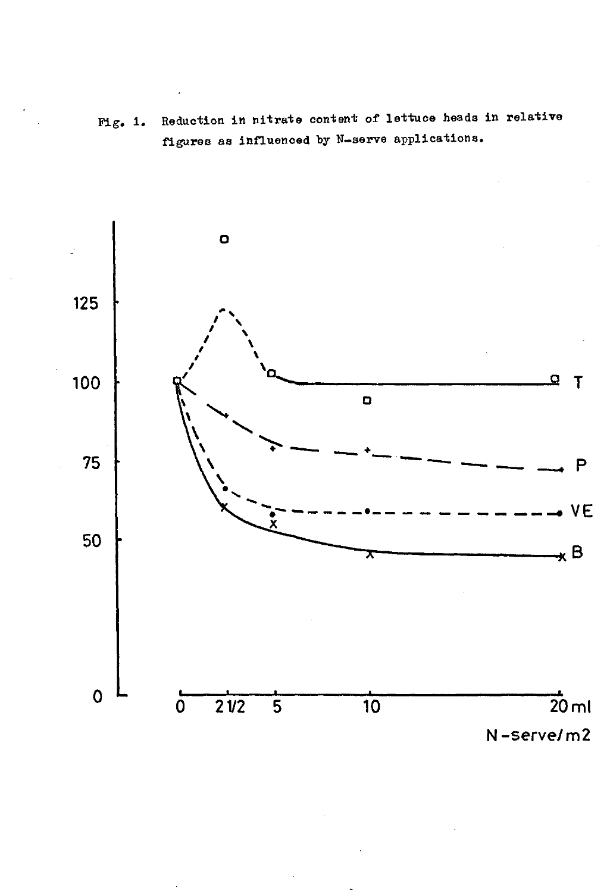Fig. 1. Reduction in nitrate content of lettuce heads in relative figures as influenced by N-serve applications.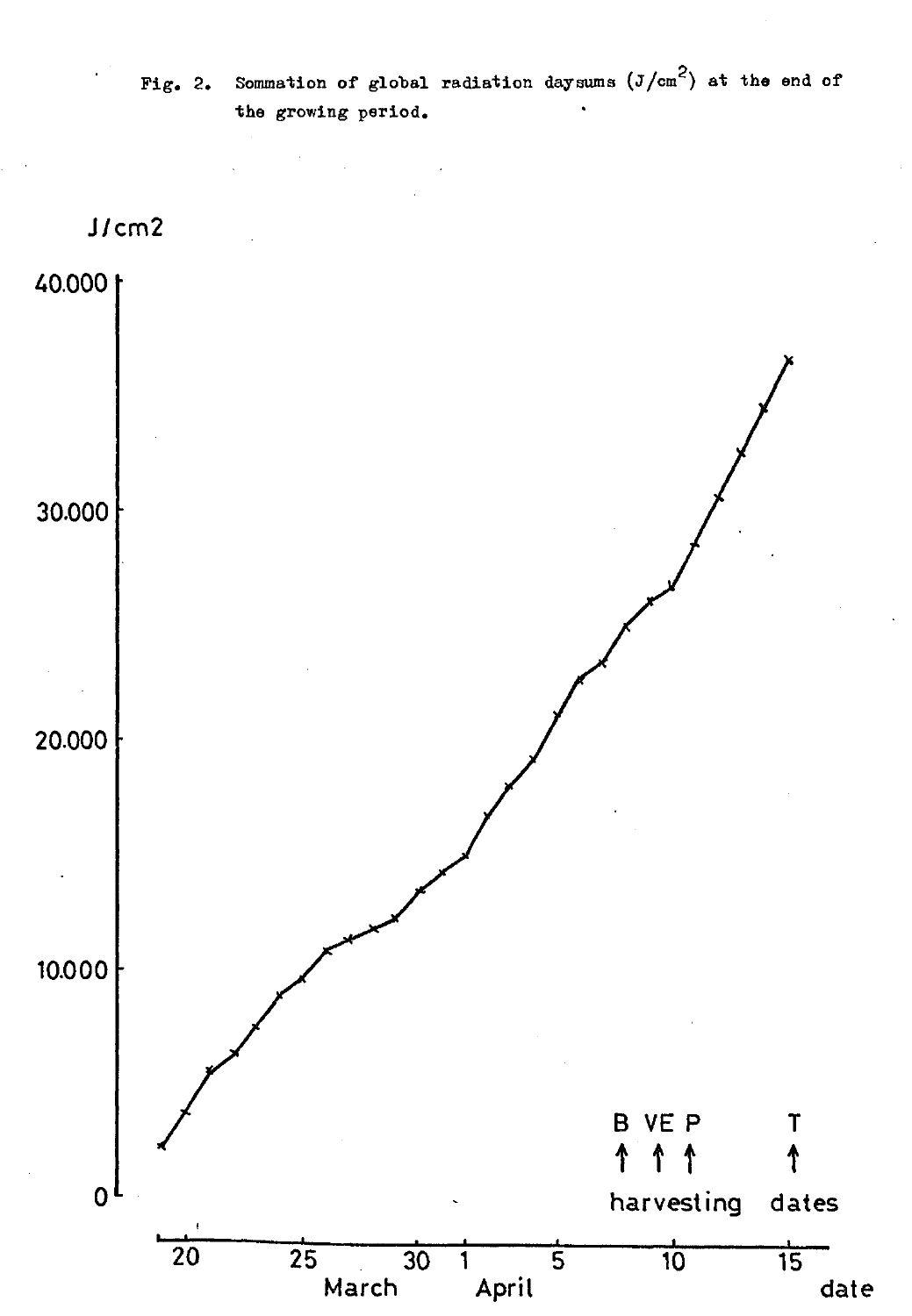Fig. 2. Sommation of global radiation daysums ($J/cm^2$) at the end of the growing period.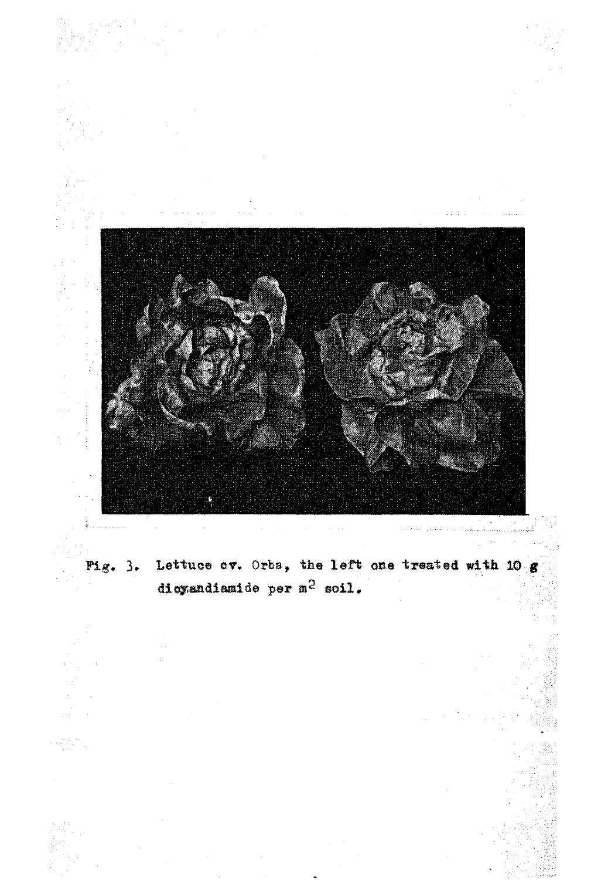Fig. 3. Lettuce cv. Orba, the left one treated with 10 g dicyandiamide per $m^2$ soil.